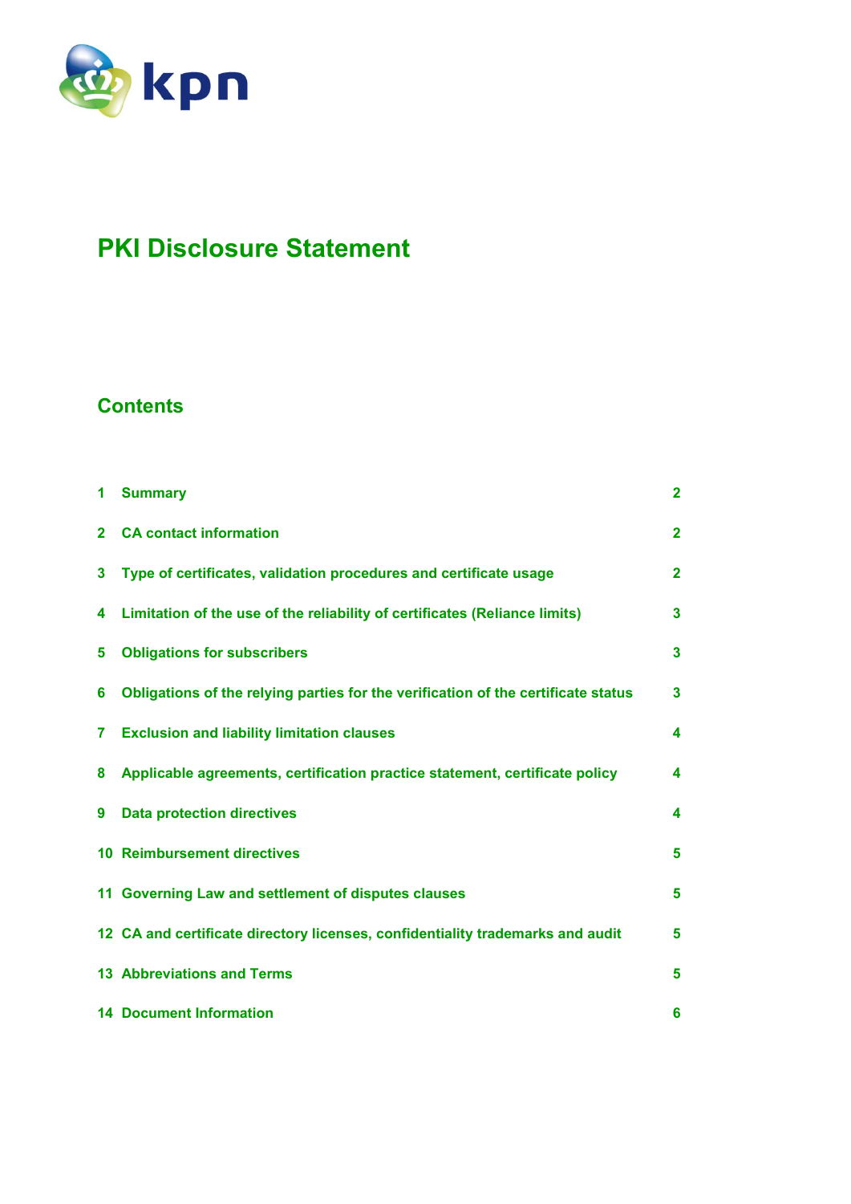kpn

# PKI Disclosure Statement

## Contents

| | | |
|---|---|---|
| 1 | Summary | 2 |
| 2 | CA contact information | 2 |
| 3 | Type of certificates, validation procedures and certificate usage | 2 |
| 4 | Limitation of the use of the reliability of certificates (Reliance limits) | 3 |
| 5 | Obligations for subscribers | 3 |
| 6 | Obligations of the relying parties for the verification of the certificate status | 3 |
| 7 | Exclusion and liability limitation clauses | 4 |
| 8 | Applicable agreements, certification practice statement, certificate policy | 4 |
| 9 | Data protection directives | 4 |
| 10 | Reimbursement directives | 5 |
| 11 | Governing Law and settlement of disputes clauses | 5 |
| 12 | CA and certificate directory licenses, confidentiality trademarks and audit | 5 |
| 13 | Abbreviations and Terms | 5 |
| 14 | Document Information | 6 |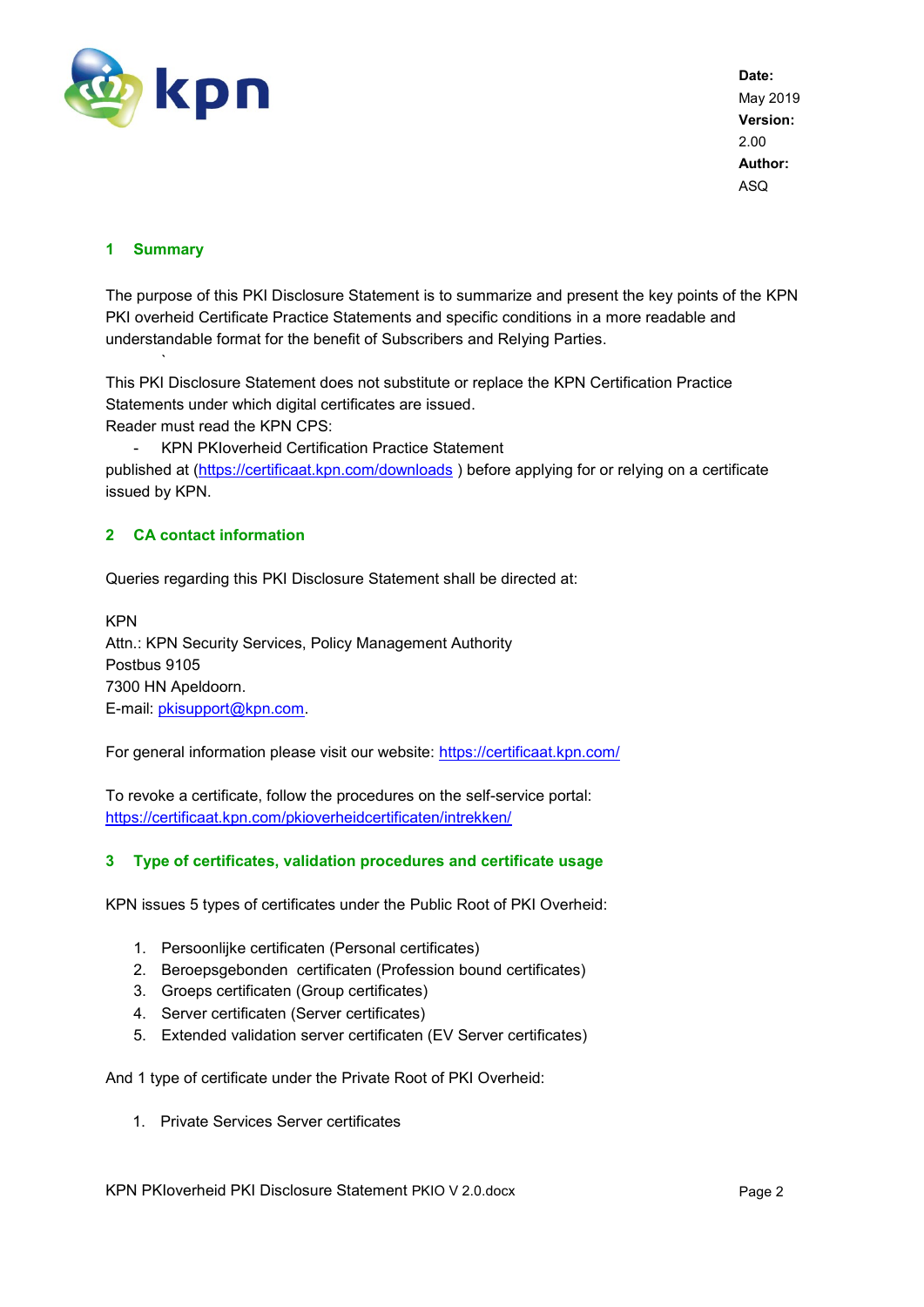## 1 Summary

The purpose of this PKI Disclosure Statement is to summarize and present the key points of the KPN PKI overheid Certificate Practice Statements and specific conditions in a more readable and understandable format for the benefit of Subscribers and Relying Parties.

This PKI Disclosure Statement does not substitute or replace the KPN Certification Practice Statements under which digital certificates are issued.
Reader must read the KPN CPS:

- KPN PKIoverheid Certification Practice Statement

published at (https://certificaat.kpn.com/downloads ) before applying for or relying on a certificate issued by KPN.

## 2 CA contact information

Queries regarding this PKI Disclosure Statement shall be directed at:

KPN
Attn.: KPN Security Services, Policy Management Authority
Postbus 9105
7300 HN Apeldoorn.
E-mail: pkisupport@kpn.com.

For general information please visit our website: https://certificaat.kpn.com/

To revoke a certificate, follow the procedures on the self-service portal:
https://certificaat.kpn.com/pkioverheidcertificaten/intrekken/

## 3 Type of certificates, validation procedures and certificate usage

KPN issues 5 types of certificates under the Public Root of PKI Overheid:

1. Persoonlijke certificaten (Personal certificates)
2. Beroepsgebonden certificaten (Profession bound certificates)
3. Groeps certificaten (Group certificates)
4. Server certificaten (Server certificates)
5. Extended validation server certificaten (EV Server certificates)

And 1 type of certificate under the Private Root of PKI Overheid:

1. Private Services Server certificates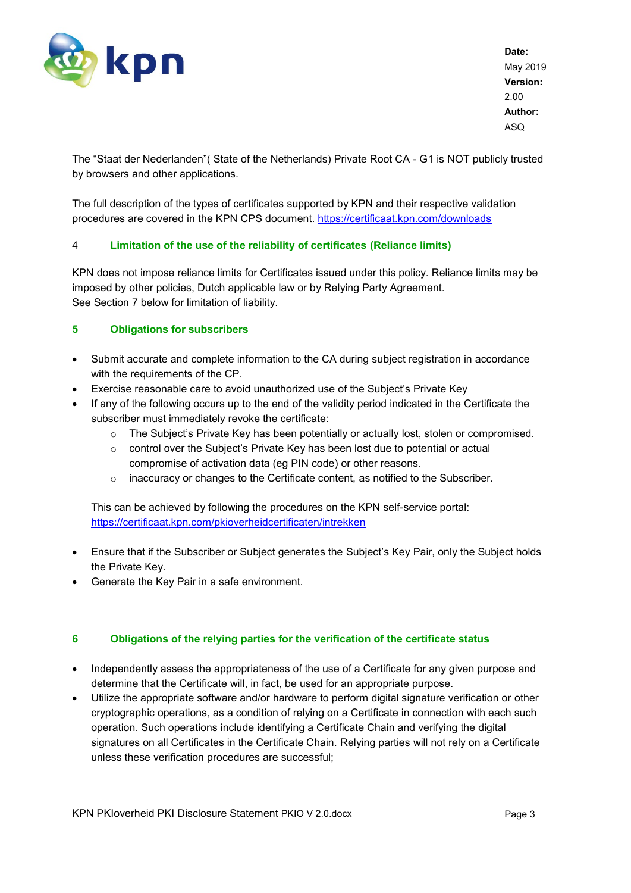The “Staat der Nederlanden”( State of the Netherlands) Private Root CA - G1 is NOT publicly trusted by browsers and other applications.

The full description of the types of certificates supported by KPN and their respective validation procedures are covered in the KPN CPS document. https://certificaat.kpn.com/downloads

## 4 Limitation of the use of the reliability of certificates (Reliance limits)

KPN does not impose reliance limits for Certificates issued under this policy. Reliance limits may be imposed by other policies, Dutch applicable law or by Relying Party Agreement.
See Section 7 below for limitation of liability.

## 5 Obligations for subscribers

- Submit accurate and complete information to the CA during subject registration in accordance with the requirements of the CP.
- Exercise reasonable care to avoid unauthorized use of the Subject’s Private Key
- If any of the following occurs up to the end of the validity period indicated in the Certificate the subscriber must immediately revoke the certificate:
  - The Subject’s Private Key has been potentially or actually lost, stolen or compromised.
  - control over the Subject’s Private Key has been lost due to potential or actual compromise of activation data (eg PIN code) or other reasons.
  - inaccuracy or changes to the Certificate content, as notified to the Subscriber.

  This can be achieved by following the procedures on the KPN self-service portal: https://certificaat.kpn.com/pkioverheidcertificaten/intrekken

- Ensure that if the Subscriber or Subject generates the Subject’s Key Pair, only the Subject holds the Private Key.
- Generate the Key Pair in a safe environment.

## 6 Obligations of the relying parties for the verification of the certificate status

- Independently assess the appropriateness of the use of a Certificate for any given purpose and determine that the Certificate will, in fact, be used for an appropriate purpose.
- Utilize the appropriate software and/or hardware to perform digital signature verification or other cryptographic operations, as a condition of relying on a Certificate in connection with each such operation. Such operations include identifying a Certificate Chain and verifying the digital signatures on all Certificates in the Certificate Chain. Relying parties will not rely on a Certificate unless these verification procedures are successful;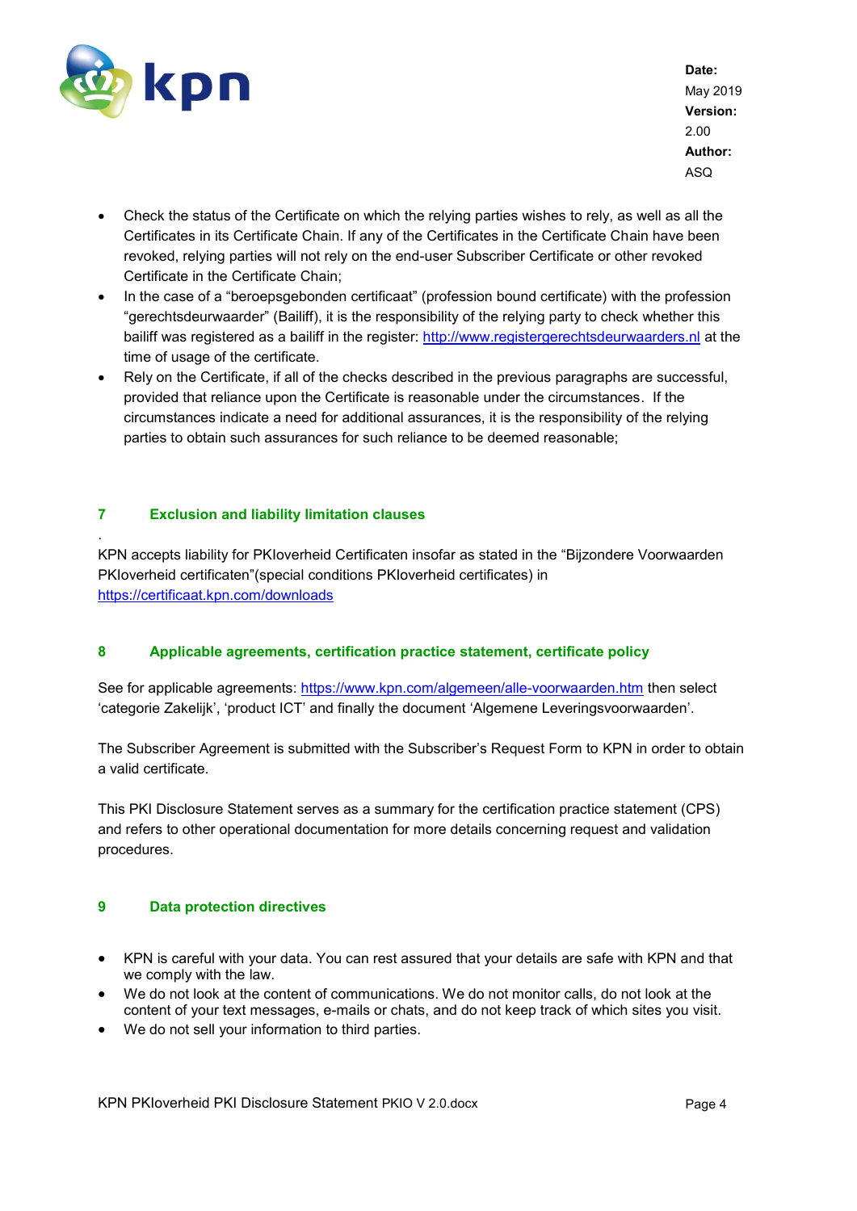- Check the status of the Certificate on which the relying parties wishes to rely, as well as all the Certificates in its Certificate Chain. If any of the Certificates in the Certificate Chain have been revoked, relying parties will not rely on the end-user Subscriber Certificate or other revoked Certificate in the Certificate Chain;
- In the case of a “beroepsgebonden certificaat” (profession bound certificate) with the profession “gerechtsdeurwaarder” (Bailiff), it is the responsibility of the relying party to check whether this bailiff was registered as a bailiff in the register: [http://www.registergerechtsdeurwaarders.nl](http://www.registergerechtsdeurwaarders.nl) at the time of usage of the certificate.
- Rely on the Certificate, if all of the checks described in the previous paragraphs are successful, provided that reliance upon the Certificate is reasonable under the circumstances. If the circumstances indicate a need for additional assurances, it is the responsibility of the relying parties to obtain such assurances for such reliance to be deemed reasonable;

## 7 Exclusion and liability limitation clauses

.

KPN accepts liability for PKIoverheid Certificaten insofar as stated in the “Bijzondere Voorwaarden PKIoverheid certificaten”(special conditions PKIoverheid certificates) in [https://certificaat.kpn.com/downloads](https://certificaat.kpn.com/downloads)

## 8 Applicable agreements, certification practice statement, certificate policy

See for applicable agreements: [https://www.kpn.com/algemeen/alle-voorwaarden.htm](https://www.kpn.com/algemeen/alle-voorwaarden.htm) then select ‘categorie Zakelijk’, ‘product ICT’ and finally the document ‘Algemene Leveringsvoorwaarden’.

The Subscriber Agreement is submitted with the Subscriber’s Request Form to KPN in order to obtain a valid certificate.

This PKI Disclosure Statement serves as a summary for the certification practice statement (CPS) and refers to other operational documentation for more details concerning request and validation procedures.

## 9 Data protection directives

- KPN is careful with your data. You can rest assured that your details are safe with KPN and that we comply with the law.
- We do not look at the content of communications. We do not monitor calls, do not look at the content of your text messages, e-mails or chats, and do not keep track of which sites you visit.
- We do not sell your information to third parties.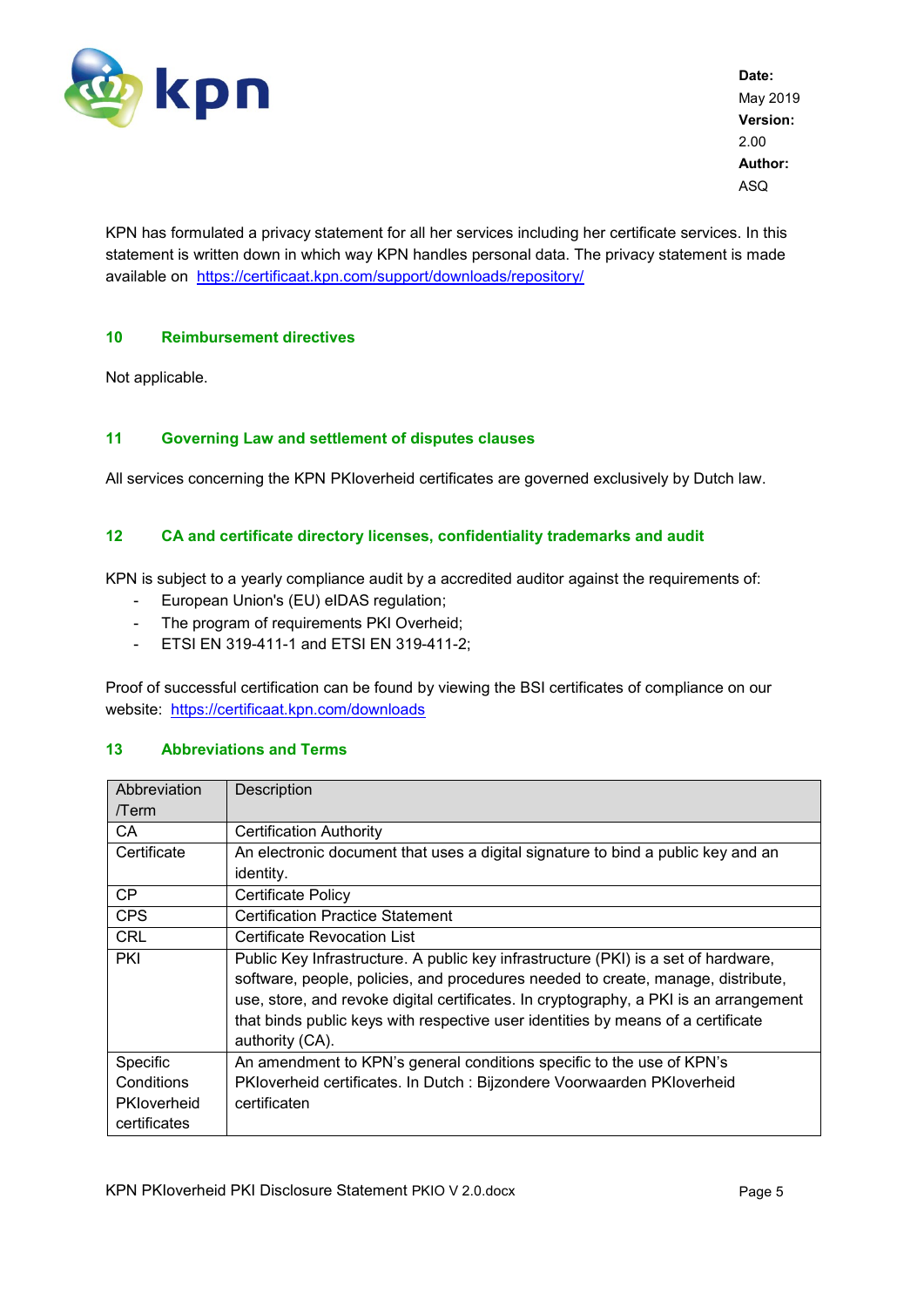KPN has formulated a privacy statement for all her services including her certificate services. In this statement is written down in which way KPN handles personal data. The privacy statement is made available on [https://certificaat.kpn.com/support/downloads/repository/](https://certificaat.kpn.com/support/downloads/repository/)

## 10 Reimbursement directives

Not applicable.

## 11 Governing Law and settlement of disputes clauses

All services concerning the KPN PKIoverheid certificates are governed exclusively by Dutch law.

## 12 CA and certificate directory licenses, confidentiality trademarks and audit

KPN is subject to a yearly compliance audit by a accredited auditor against the requirements of:

- European Union's (EU) eIDAS regulation;
- The program of requirements PKI Overheid;
- ETSI EN 319-411-1 and ETSI EN 319-411-2;

Proof of successful certification can be found by viewing the BSI certificates of compliance on our website: [https://certificaat.kpn.com/downloads](https://certificaat.kpn.com/downloads)

## 13 Abbreviations and Terms

| Abbreviation /Term | Description |
|---|---|
| CA | Certification Authority |
| Certificate | An electronic document that uses a digital signature to bind a public key and an identity. |
| CP | Certificate Policy |
| CPS | Certification Practice Statement |
| CRL | Certificate Revocation List |
| PKI | Public Key Infrastructure. A public key infrastructure (PKI) is a set of hardware, software, people, policies, and procedures needed to create, manage, distribute, use, store, and revoke digital certificates. In cryptography, a PKI is an arrangement that binds public keys with respective user identities by means of a certificate authority (CA). |
| Specific Conditions PKIoverheid certificates | An amendment to KPN's general conditions specific to the use of KPN's PKIoverheid certificates. In Dutch : Bijzondere Voorwaarden PKIoverheid certificaten |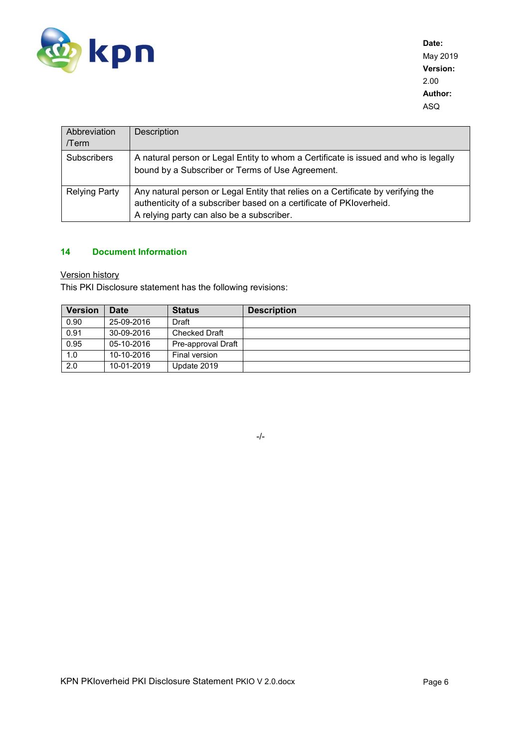| Abbreviation /Term | Description |
|---|---|
| Subscribers | A natural person or Legal Entity to whom a Certificate is issued and who is legally bound by a Subscriber or Terms of Use Agreement. |
| Relying Party | Any natural person or Legal Entity that relies on a Certificate by verifying the authenticity of a subscriber based on a certificate of PKIoverheid.<br>A relying party can also be a subscriber. |

## 14 Document Information

Version history

This PKI Disclosure statement has the following revisions:

| Version | Date | Status | Description |
|---|---|---|---|
| 0.90 | 25-09-2016 | Draft | |
| 0.91 | 30-09-2016 | Checked Draft | |
| 0.95 | 05-10-2016 | Pre-approval Draft | |
| 1.0 | 10-10-2016 | Final version | |
| 2.0 | 10-01-2019 | Update 2019 | |

-/-